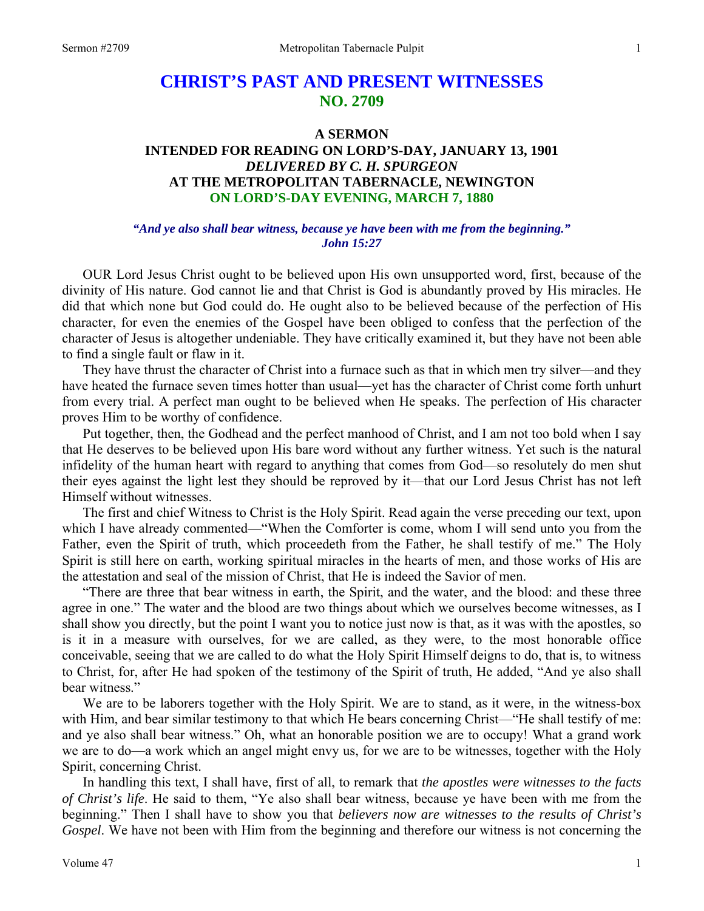# CHRIST'S PAST AND PRESENT WITNESSES
## NO. 2709

### A SERMON
### INTENDED FOR READING ON LORD'S-DAY, JANUARY 13, 1901
### *DELIVERED BY C. H. SPURGEON*
### AT THE METROPOLITAN TABERNACLE, NEWINGTON
### ON LORD'S-DAY EVENING, MARCH 7, 1880

***"And ye also shall bear witness, because ye have been with me from the beginning." John 15:27***

OUR Lord Jesus Christ ought to be believed upon His own unsupported word, first, because of the divinity of His nature. God cannot lie and that Christ is God is abundantly proved by His miracles. He did that which none but God could do. He ought also to be believed because of the perfection of His character, for even the enemies of the Gospel have been obliged to confess that the perfection of the character of Jesus is altogether undeniable. They have critically examined it, but they have not been able to find a single fault or flaw in it.

They have thrust the character of Christ into a furnace such as that in which men try silver—and they have heated the furnace seven times hotter than usual—yet has the character of Christ come forth unhurt from every trial. A perfect man ought to be believed when He speaks. The perfection of His character proves Him to be worthy of confidence.

Put together, then, the Godhead and the perfect manhood of Christ, and I am not too bold when I say that He deserves to be believed upon His bare word without any further witness. Yet such is the natural infidelity of the human heart with regard to anything that comes from God—so resolutely do men shut their eyes against the light lest they should be reproved by it—that our Lord Jesus Christ has not left Himself without witnesses.

The first and chief Witness to Christ is the Holy Spirit. Read again the verse preceding our text, upon which I have already commented—"When the Comforter is come, whom I will send unto you from the Father, even the Spirit of truth, which proceedeth from the Father, he shall testify of me." The Holy Spirit is still here on earth, working spiritual miracles in the hearts of men, and those works of His are the attestation and seal of the mission of Christ, that He is indeed the Savior of men.

"There are three that bear witness in earth, the Spirit, and the water, and the blood: and these three agree in one." The water and the blood are two things about which we ourselves become witnesses, as I shall show you directly, but the point I want you to notice just now is that, as it was with the apostles, so is it in a measure with ourselves, for we are called, as they were, to the most honorable office conceivable, seeing that we are called to do what the Holy Spirit Himself deigns to do, that is, to witness to Christ, for, after He had spoken of the testimony of the Spirit of truth, He added, "And ye also shall bear witness."

We are to be laborers together with the Holy Spirit. We are to stand, as it were, in the witness-box with Him, and bear similar testimony to that which He bears concerning Christ—"He shall testify of me: and ye also shall bear witness." Oh, what an honorable position we are to occupy! What a grand work we are to do—a work which an angel might envy us, for we are to be witnesses, together with the Holy Spirit, concerning Christ.

In handling this text, I shall have, first of all, to remark that *the apostles were witnesses to the facts of Christ's life*. He said to them, "Ye also shall bear witness, because ye have been with me from the beginning." Then I shall have to show you that *believers now are witnesses to the results of Christ's Gospel*. We have not been with Him from the beginning and therefore our witness is not concerning the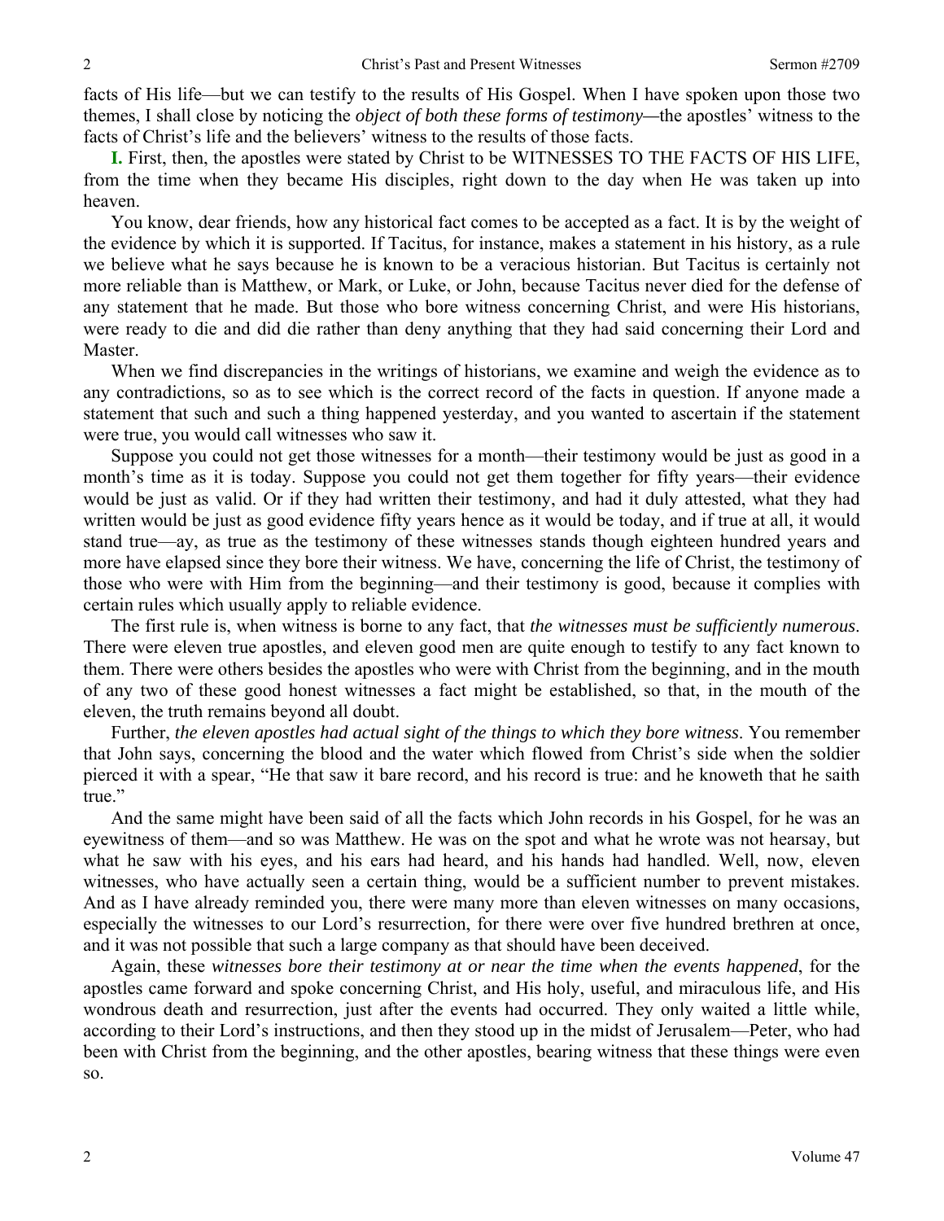facts of His life—but we can testify to the results of His Gospel. When I have spoken upon those two themes, I shall close by noticing the *object of both these forms of testimony—*the apostles' witness to the facts of Christ's life and the believers' witness to the results of those facts.

**I.** First, then, the apostles were stated by Christ to be WITNESSES TO THE FACTS OF HIS LIFE, from the time when they became His disciples, right down to the day when He was taken up into heaven.

You know, dear friends, how any historical fact comes to be accepted as a fact. It is by the weight of the evidence by which it is supported. If Tacitus, for instance, makes a statement in his history, as a rule we believe what he says because he is known to be a veracious historian. But Tacitus is certainly not more reliable than is Matthew, or Mark, or Luke, or John, because Tacitus never died for the defense of any statement that he made. But those who bore witness concerning Christ, and were His historians, were ready to die and did die rather than deny anything that they had said concerning their Lord and Master.

When we find discrepancies in the writings of historians, we examine and weigh the evidence as to any contradictions, so as to see which is the correct record of the facts in question. If anyone made a statement that such and such a thing happened yesterday, and you wanted to ascertain if the statement were true, you would call witnesses who saw it.

Suppose you could not get those witnesses for a month—their testimony would be just as good in a month's time as it is today. Suppose you could not get them together for fifty years—their evidence would be just as valid. Or if they had written their testimony, and had it duly attested, what they had written would be just as good evidence fifty years hence as it would be today, and if true at all, it would stand true—ay, as true as the testimony of these witnesses stands though eighteen hundred years and more have elapsed since they bore their witness. We have, concerning the life of Christ, the testimony of those who were with Him from the beginning—and their testimony is good, because it complies with certain rules which usually apply to reliable evidence.

The first rule is, when witness is borne to any fact, that *the witnesses must be sufficiently numerous*. There were eleven true apostles, and eleven good men are quite enough to testify to any fact known to them. There were others besides the apostles who were with Christ from the beginning, and in the mouth of any two of these good honest witnesses a fact might be established, so that, in the mouth of the eleven, the truth remains beyond all doubt.

Further, *the eleven apostles had actual sight of the things to which they bore witness*. You remember that John says, concerning the blood and the water which flowed from Christ's side when the soldier pierced it with a spear, "He that saw it bare record, and his record is true: and he knoweth that he saith true."

And the same might have been said of all the facts which John records in his Gospel, for he was an eyewitness of them—and so was Matthew. He was on the spot and what he wrote was not hearsay, but what he saw with his eyes, and his ears had heard, and his hands had handled. Well, now, eleven witnesses, who have actually seen a certain thing, would be a sufficient number to prevent mistakes. And as I have already reminded you, there were many more than eleven witnesses on many occasions, especially the witnesses to our Lord's resurrection, for there were over five hundred brethren at once, and it was not possible that such a large company as that should have been deceived.

Again, these *witnesses bore their testimony at or near the time when the events happened*, for the apostles came forward and spoke concerning Christ, and His holy, useful, and miraculous life, and His wondrous death and resurrection, just after the events had occurred. They only waited a little while, according to their Lord's instructions, and then they stood up in the midst of Jerusalem—Peter, who had been with Christ from the beginning, and the other apostles, bearing witness that these things were even so.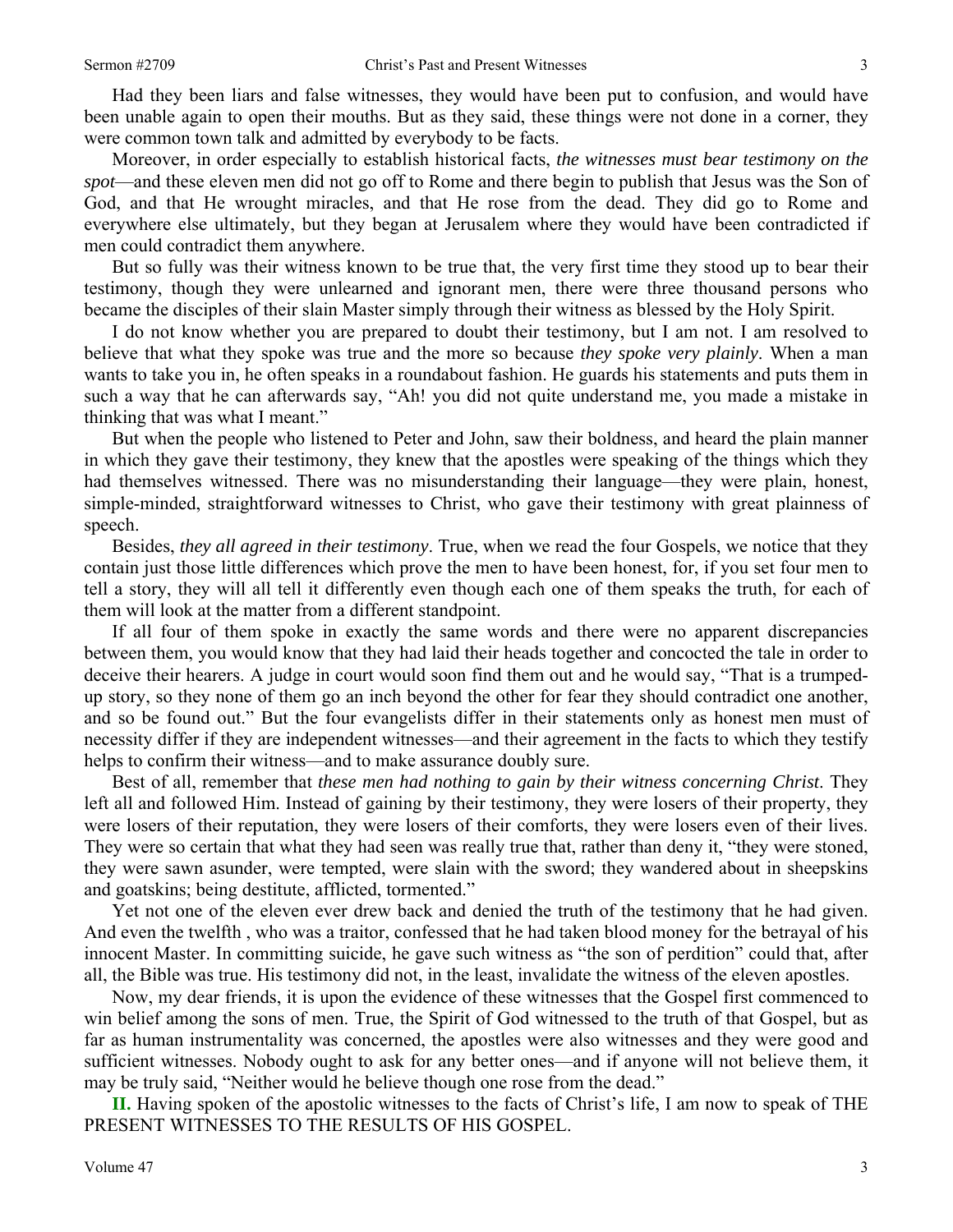Had they been liars and false witnesses, they would have been put to confusion, and would have been unable again to open their mouths. But as they said, these things were not done in a corner, they were common town talk and admitted by everybody to be facts.

Moreover, in order especially to establish historical facts, *the witnesses must bear testimony on the spot*—and these eleven men did not go off to Rome and there begin to publish that Jesus was the Son of God, and that He wrought miracles, and that He rose from the dead. They did go to Rome and everywhere else ultimately, but they began at Jerusalem where they would have been contradicted if men could contradict them anywhere.

But so fully was their witness known to be true that, the very first time they stood up to bear their testimony, though they were unlearned and ignorant men, there were three thousand persons who became the disciples of their slain Master simply through their witness as blessed by the Holy Spirit.

I do not know whether you are prepared to doubt their testimony, but I am not. I am resolved to believe that what they spoke was true and the more so because *they spoke very plainly*. When a man wants to take you in, he often speaks in a roundabout fashion. He guards his statements and puts them in such a way that he can afterwards say, "Ah! you did not quite understand me, you made a mistake in thinking that was what I meant."

But when the people who listened to Peter and John, saw their boldness, and heard the plain manner in which they gave their testimony, they knew that the apostles were speaking of the things which they had themselves witnessed. There was no misunderstanding their language—they were plain, honest, simple-minded, straightforward witnesses to Christ, who gave their testimony with great plainness of speech.

Besides, *they all agreed in their testimony*. True, when we read the four Gospels, we notice that they contain just those little differences which prove the men to have been honest, for, if you set four men to tell a story, they will all tell it differently even though each one of them speaks the truth, for each of them will look at the matter from a different standpoint.

If all four of them spoke in exactly the same words and there were no apparent discrepancies between them, you would know that they had laid their heads together and concocted the tale in order to deceive their hearers. A judge in court would soon find them out and he would say, "That is a trumped-up story, so they none of them go an inch beyond the other for fear they should contradict one another, and so be found out." But the four evangelists differ in their statements only as honest men must of necessity differ if they are independent witnesses—and their agreement in the facts to which they testify helps to confirm their witness—and to make assurance doubly sure.

Best of all, remember that *these men had nothing to gain by their witness concerning Christ*. They left all and followed Him. Instead of gaining by their testimony, they were losers of their property, they were losers of their reputation, they were losers of their comforts, they were losers even of their lives. They were so certain that what they had seen was really true that, rather than deny it, "they were stoned, they were sawn asunder, were tempted, were slain with the sword; they wandered about in sheepskins and goatskins; being destitute, afflicted, tormented."

Yet not one of the eleven ever drew back and denied the truth of the testimony that he had given. And even the twelfth , who was a traitor, confessed that he had taken blood money for the betrayal of his innocent Master. In committing suicide, he gave such witness as "the son of perdition" could that, after all, the Bible was true. His testimony did not, in the least, invalidate the witness of the eleven apostles.

Now, my dear friends, it is upon the evidence of these witnesses that the Gospel first commenced to win belief among the sons of men. True, the Spirit of God witnessed to the truth of that Gospel, but as far as human instrumentality was concerned, the apostles were also witnesses and they were good and sufficient witnesses. Nobody ought to ask for any better ones—and if anyone will not believe them, it may be truly said, "Neither would he believe though one rose from the dead."

**II.** Having spoken of the apostolic witnesses to the facts of Christ's life, I am now to speak of THE PRESENT WITNESSES TO THE RESULTS OF HIS GOSPEL.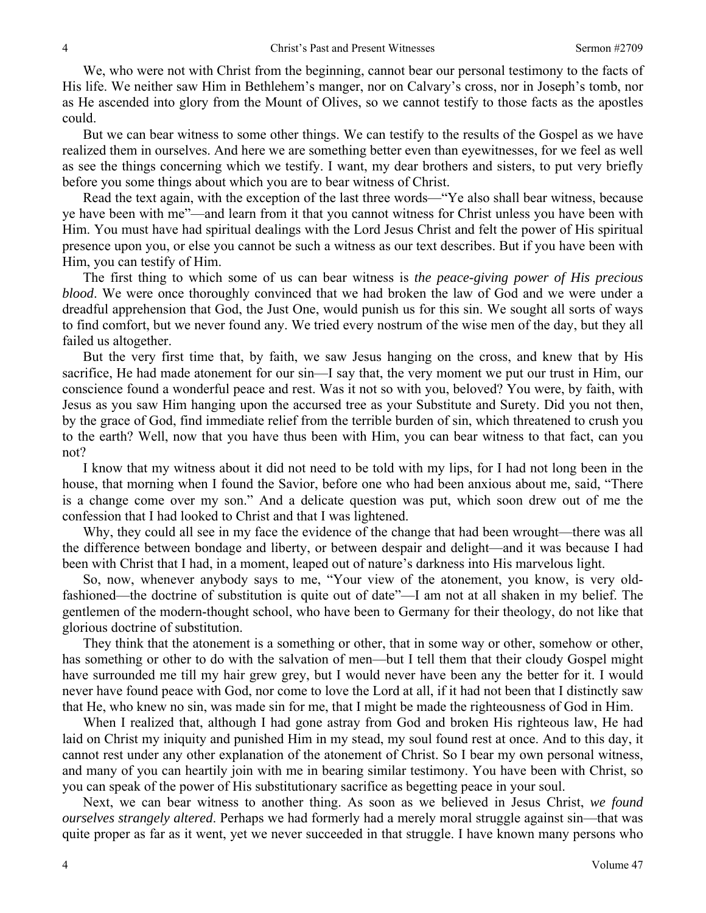We, who were not with Christ from the beginning, cannot bear our personal testimony to the facts of His life. We neither saw Him in Bethlehem's manger, nor on Calvary's cross, nor in Joseph's tomb, nor as He ascended into glory from the Mount of Olives, so we cannot testify to those facts as the apostles could.

But we can bear witness to some other things. We can testify to the results of the Gospel as we have realized them in ourselves. And here we are something better even than eyewitnesses, for we feel as well as see the things concerning which we testify. I want, my dear brothers and sisters, to put very briefly before you some things about which you are to bear witness of Christ.

Read the text again, with the exception of the last three words—"Ye also shall bear witness, because ye have been with me"—and learn from it that you cannot witness for Christ unless you have been with Him. You must have had spiritual dealings with the Lord Jesus Christ and felt the power of His spiritual presence upon you, or else you cannot be such a witness as our text describes. But if you have been with Him, you can testify of Him.

The first thing to which some of us can bear witness is *the peace-giving power of His precious blood*. We were once thoroughly convinced that we had broken the law of God and we were under a dreadful apprehension that God, the Just One, would punish us for this sin. We sought all sorts of ways to find comfort, but we never found any. We tried every nostrum of the wise men of the day, but they all failed us altogether.

But the very first time that, by faith, we saw Jesus hanging on the cross, and knew that by His sacrifice, He had made atonement for our sin—I say that, the very moment we put our trust in Him, our conscience found a wonderful peace and rest. Was it not so with you, beloved? You were, by faith, with Jesus as you saw Him hanging upon the accursed tree as your Substitute and Surety. Did you not then, by the grace of God, find immediate relief from the terrible burden of sin, which threatened to crush you to the earth? Well, now that you have thus been with Him, you can bear witness to that fact, can you not?

I know that my witness about it did not need to be told with my lips, for I had not long been in the house, that morning when I found the Savior, before one who had been anxious about me, said, "There is a change come over my son." And a delicate question was put, which soon drew out of me the confession that I had looked to Christ and that I was lightened.

Why, they could all see in my face the evidence of the change that had been wrought—there was all the difference between bondage and liberty, or between despair and delight—and it was because I had been with Christ that I had, in a moment, leaped out of nature's darkness into His marvelous light.

So, now, whenever anybody says to me, "Your view of the atonement, you know, is very old-fashioned—the doctrine of substitution is quite out of date"—I am not at all shaken in my belief. The gentlemen of the modern-thought school, who have been to Germany for their theology, do not like that glorious doctrine of substitution.

They think that the atonement is a something or other, that in some way or other, somehow or other, has something or other to do with the salvation of men—but I tell them that their cloudy Gospel might have surrounded me till my hair grew grey, but I would never have been any the better for it. I would never have found peace with God, nor come to love the Lord at all, if it had not been that I distinctly saw that He, who knew no sin, was made sin for me, that I might be made the righteousness of God in Him.

When I realized that, although I had gone astray from God and broken His righteous law, He had laid on Christ my iniquity and punished Him in my stead, my soul found rest at once. And to this day, it cannot rest under any other explanation of the atonement of Christ. So I bear my own personal witness, and many of you can heartily join with me in bearing similar testimony. You have been with Christ, so you can speak of the power of His substitutionary sacrifice as begetting peace in your soul.

Next, we can bear witness to another thing. As soon as we believed in Jesus Christ, *we found ourselves strangely altered*. Perhaps we had formerly had a merely moral struggle against sin—that was quite proper as far as it went, yet we never succeeded in that struggle. I have known many persons who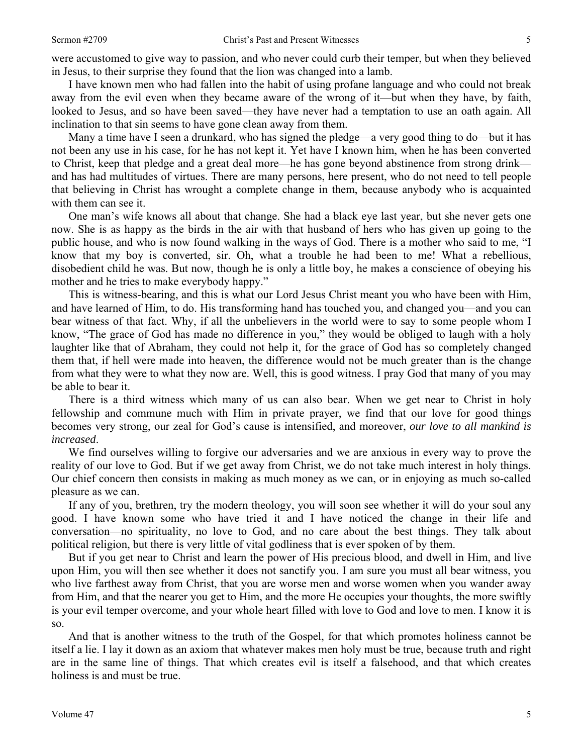were accustomed to give way to passion, and who never could curb their temper, but when they believed in Jesus, to their surprise they found that the lion was changed into a lamb.

I have known men who had fallen into the habit of using profane language and who could not break away from the evil even when they became aware of the wrong of it—but when they have, by faith, looked to Jesus, and so have been saved—they have never had a temptation to use an oath again. All inclination to that sin seems to have gone clean away from them.

Many a time have I seen a drunkard, who has signed the pledge—a very good thing to do—but it has not been any use in his case, for he has not kept it. Yet have I known him, when he has been converted to Christ, keep that pledge and a great deal more—he has gone beyond abstinence from strong drink—and has had multitudes of virtues. There are many persons, here present, who do not need to tell people that believing in Christ has wrought a complete change in them, because anybody who is acquainted with them can see it.

One man's wife knows all about that change. She had a black eye last year, but she never gets one now. She is as happy as the birds in the air with that husband of hers who has given up going to the public house, and who is now found walking in the ways of God. There is a mother who said to me, "I know that my boy is converted, sir. Oh, what a trouble he had been to me! What a rebellious, disobedient child he was. But now, though he is only a little boy, he makes a conscience of obeying his mother and he tries to make everybody happy."

This is witness-bearing, and this is what our Lord Jesus Christ meant you who have been with Him, and have learned of Him, to do. His transforming hand has touched you, and changed you—and you can bear witness of that fact. Why, if all the unbelievers in the world were to say to some people whom I know, "The grace of God has made no difference in you," they would be obliged to laugh with a holy laughter like that of Abraham, they could not help it, for the grace of God has so completely changed them that, if hell were made into heaven, the difference would not be much greater than is the change from what they were to what they now are. Well, this is good witness. I pray God that many of you may be able to bear it.

There is a third witness which many of us can also bear. When we get near to Christ in holy fellowship and commune much with Him in private prayer, we find that our love for good things becomes very strong, our zeal for God's cause is intensified, and moreover, *our love to all mankind is increased*.

We find ourselves willing to forgive our adversaries and we are anxious in every way to prove the reality of our love to God. But if we get away from Christ, we do not take much interest in holy things. Our chief concern then consists in making as much money as we can, or in enjoying as much so-called pleasure as we can.

If any of you, brethren, try the modern theology, you will soon see whether it will do your soul any good. I have known some who have tried it and I have noticed the change in their life and conversation—no spirituality, no love to God, and no care about the best things. They talk about political religion, but there is very little of vital godliness that is ever spoken of by them.

But if you get near to Christ and learn the power of His precious blood, and dwell in Him, and live upon Him, you will then see whether it does not sanctify you. I am sure you must all bear witness, you who live farthest away from Christ, that you are worse men and worse women when you wander away from Him, and that the nearer you get to Him, and the more He occupies your thoughts, the more swiftly is your evil temper overcome, and your whole heart filled with love to God and love to men. I know it is so.

And that is another witness to the truth of the Gospel, for that which promotes holiness cannot be itself a lie. I lay it down as an axiom that whatever makes men holy must be true, because truth and right are in the same line of things. That which creates evil is itself a falsehood, and that which creates holiness is and must be true.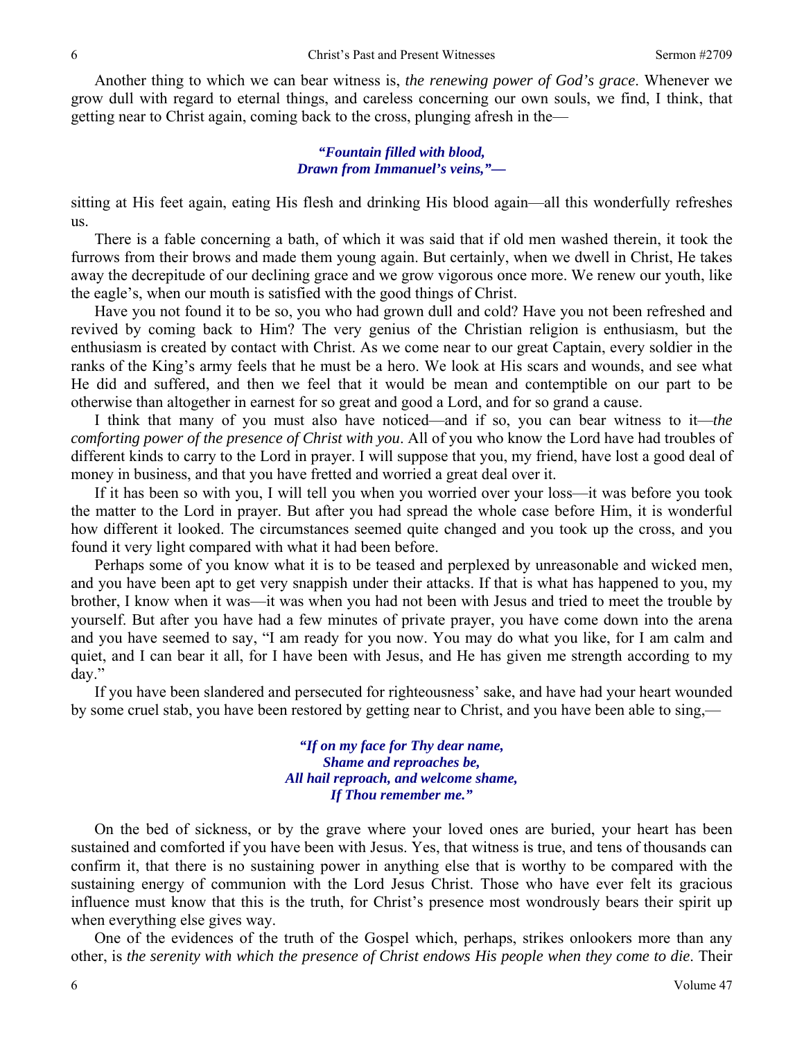Another thing to which we can bear witness is, *the renewing power of God's grace*. Whenever we grow dull with regard to eternal things, and careless concerning our own souls, we find, I think, that getting near to Christ again, coming back to the cross, plunging afresh in the—

> ***"Fountain filled with blood,***
> ***Drawn from Immanuel's veins,"—***

sitting at His feet again, eating His flesh and drinking His blood again—all this wonderfully refreshes us.

There is a fable concerning a bath, of which it was said that if old men washed therein, it took the furrows from their brows and made them young again. But certainly, when we dwell in Christ, He takes away the decrepitude of our declining grace and we grow vigorous once more. We renew our youth, like the eagle's, when our mouth is satisfied with the good things of Christ.

Have you not found it to be so, you who had grown dull and cold? Have you not been refreshed and revived by coming back to Him? The very genius of the Christian religion is enthusiasm, but the enthusiasm is created by contact with Christ. As we come near to our great Captain, every soldier in the ranks of the King's army feels that he must be a hero. We look at His scars and wounds, and see what He did and suffered, and then we feel that it would be mean and contemptible on our part to be otherwise than altogether in earnest for so great and good a Lord, and for so grand a cause.

I think that many of you must also have noticed—and if so, you can bear witness to it—*the comforting power of the presence of Christ with you*. All of you who know the Lord have had troubles of different kinds to carry to the Lord in prayer. I will suppose that you, my friend, have lost a good deal of money in business, and that you have fretted and worried a great deal over it.

If it has been so with you, I will tell you when you worried over your loss—it was before you took the matter to the Lord in prayer. But after you had spread the whole case before Him, it is wonderful how different it looked. The circumstances seemed quite changed and you took up the cross, and you found it very light compared with what it had been before.

Perhaps some of you know what it is to be teased and perplexed by unreasonable and wicked men, and you have been apt to get very snappish under their attacks. If that is what has happened to you, my brother, I know when it was—it was when you had not been with Jesus and tried to meet the trouble by yourself. But after you have had a few minutes of private prayer, you have come down into the arena and you have seemed to say, "I am ready for you now. You may do what you like, for I am calm and quiet, and I can bear it all, for I have been with Jesus, and He has given me strength according to my day."

If you have been slandered and persecuted for righteousness' sake, and have had your heart wounded by some cruel stab, you have been restored by getting near to Christ, and you have been able to sing,—

> ***"If on my face for Thy dear name,***
> ***Shame and reproaches be,***
> ***All hail reproach, and welcome shame,***
> ***If Thou remember me."***

On the bed of sickness, or by the grave where your loved ones are buried, your heart has been sustained and comforted if you have been with Jesus. Yes, that witness is true, and tens of thousands can confirm it, that there is no sustaining power in anything else that is worthy to be compared with the sustaining energy of communion with the Lord Jesus Christ. Those who have ever felt its gracious influence must know that this is the truth, for Christ's presence most wondrously bears their spirit up when everything else gives way.

One of the evidences of the truth of the Gospel which, perhaps, strikes onlookers more than any other, is *the serenity with which the presence of Christ endows His people when they come to die*. Their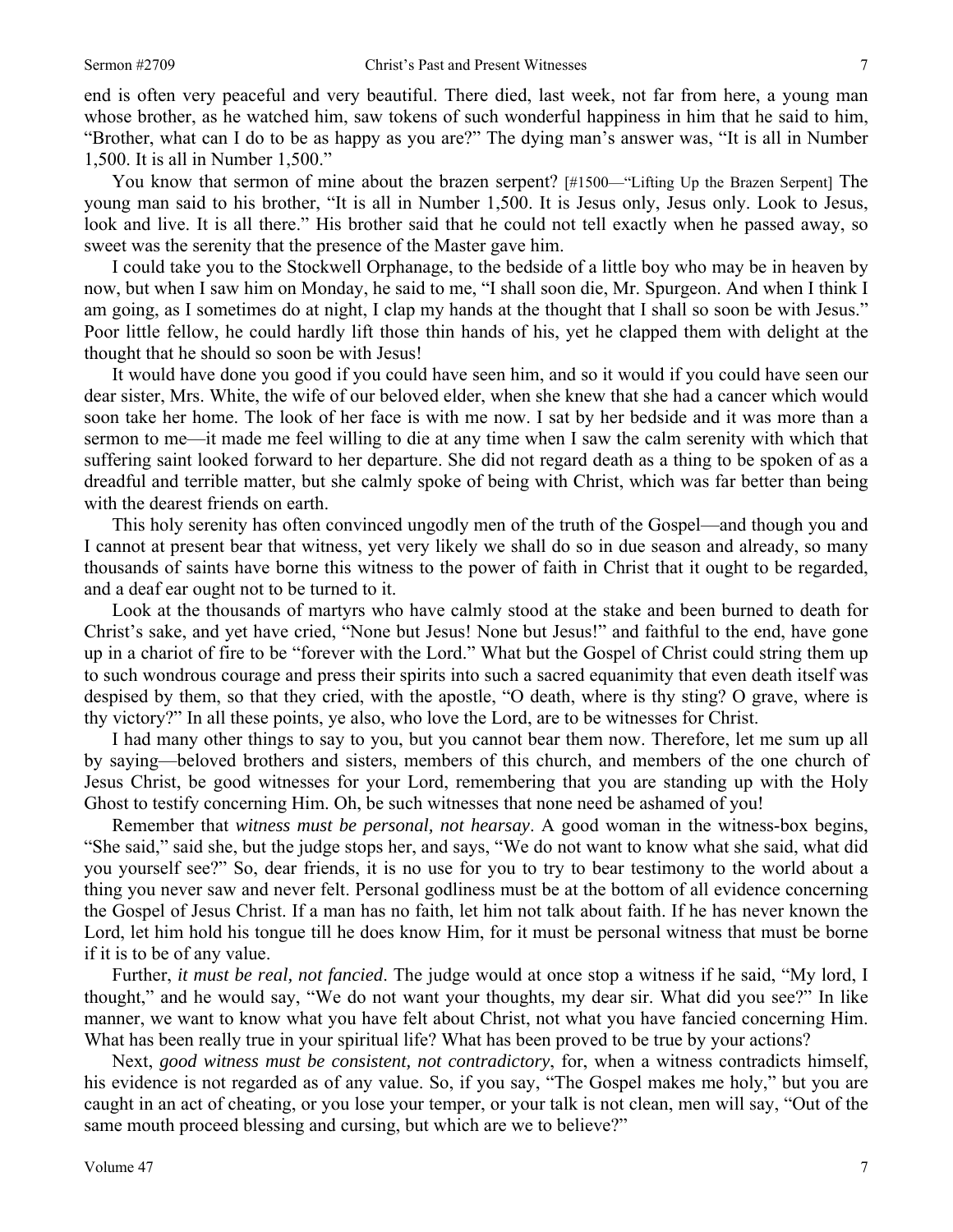end is often very peaceful and very beautiful. There died, last week, not far from here, a young man whose brother, as he watched him, saw tokens of such wonderful happiness in him that he said to him, "Brother, what can I do to be as happy as you are?" The dying man's answer was, "It is all in Number 1,500. It is all in Number 1,500."

You know that sermon of mine about the brazen serpent? [#1500—"Lifting Up the Brazen Serpent] The young man said to his brother, "It is all in Number 1,500. It is Jesus only, Jesus only. Look to Jesus, look and live. It is all there." His brother said that he could not tell exactly when he passed away, so sweet was the serenity that the presence of the Master gave him.

I could take you to the Stockwell Orphanage, to the bedside of a little boy who may be in heaven by now, but when I saw him on Monday, he said to me, "I shall soon die, Mr. Spurgeon. And when I think I am going, as I sometimes do at night, I clap my hands at the thought that I shall so soon be with Jesus." Poor little fellow, he could hardly lift those thin hands of his, yet he clapped them with delight at the thought that he should so soon be with Jesus!

It would have done you good if you could have seen him, and so it would if you could have seen our dear sister, Mrs. White, the wife of our beloved elder, when she knew that she had a cancer which would soon take her home. The look of her face is with me now. I sat by her bedside and it was more than a sermon to me—it made me feel willing to die at any time when I saw the calm serenity with which that suffering saint looked forward to her departure. She did not regard death as a thing to be spoken of as a dreadful and terrible matter, but she calmly spoke of being with Christ, which was far better than being with the dearest friends on earth.

This holy serenity has often convinced ungodly men of the truth of the Gospel—and though you and I cannot at present bear that witness, yet very likely we shall do so in due season and already, so many thousands of saints have borne this witness to the power of faith in Christ that it ought to be regarded, and a deaf ear ought not to be turned to it.

Look at the thousands of martyrs who have calmly stood at the stake and been burned to death for Christ's sake, and yet have cried, "None but Jesus! None but Jesus!" and faithful to the end, have gone up in a chariot of fire to be "forever with the Lord." What but the Gospel of Christ could string them up to such wondrous courage and press their spirits into such a sacred equanimity that even death itself was despised by them, so that they cried, with the apostle, "O death, where is thy sting? O grave, where is thy victory?" In all these points, ye also, who love the Lord, are to be witnesses for Christ.

I had many other things to say to you, but you cannot bear them now. Therefore, let me sum up all by saying—beloved brothers and sisters, members of this church, and members of the one church of Jesus Christ, be good witnesses for your Lord, remembering that you are standing up with the Holy Ghost to testify concerning Him. Oh, be such witnesses that none need be ashamed of you!

Remember that *witness must be personal, not hearsay*. A good woman in the witness-box begins, "She said," said she, but the judge stops her, and says, "We do not want to know what she said, what did you yourself see?" So, dear friends, it is no use for you to try to bear testimony to the world about a thing you never saw and never felt. Personal godliness must be at the bottom of all evidence concerning the Gospel of Jesus Christ. If a man has no faith, let him not talk about faith. If he has never known the Lord, let him hold his tongue till he does know Him, for it must be personal witness that must be borne if it is to be of any value.

Further, *it must be real, not fancied*. The judge would at once stop a witness if he said, "My lord, I thought," and he would say, "We do not want your thoughts, my dear sir. What did you see?" In like manner, we want to know what you have felt about Christ, not what you have fancied concerning Him. What has been really true in your spiritual life? What has been proved to be true by your actions?

Next, *good witness must be consistent, not contradictory*, for, when a witness contradicts himself, his evidence is not regarded as of any value. So, if you say, "The Gospel makes me holy," but you are caught in an act of cheating, or you lose your temper, or your talk is not clean, men will say, "Out of the same mouth proceed blessing and cursing, but which are we to believe?"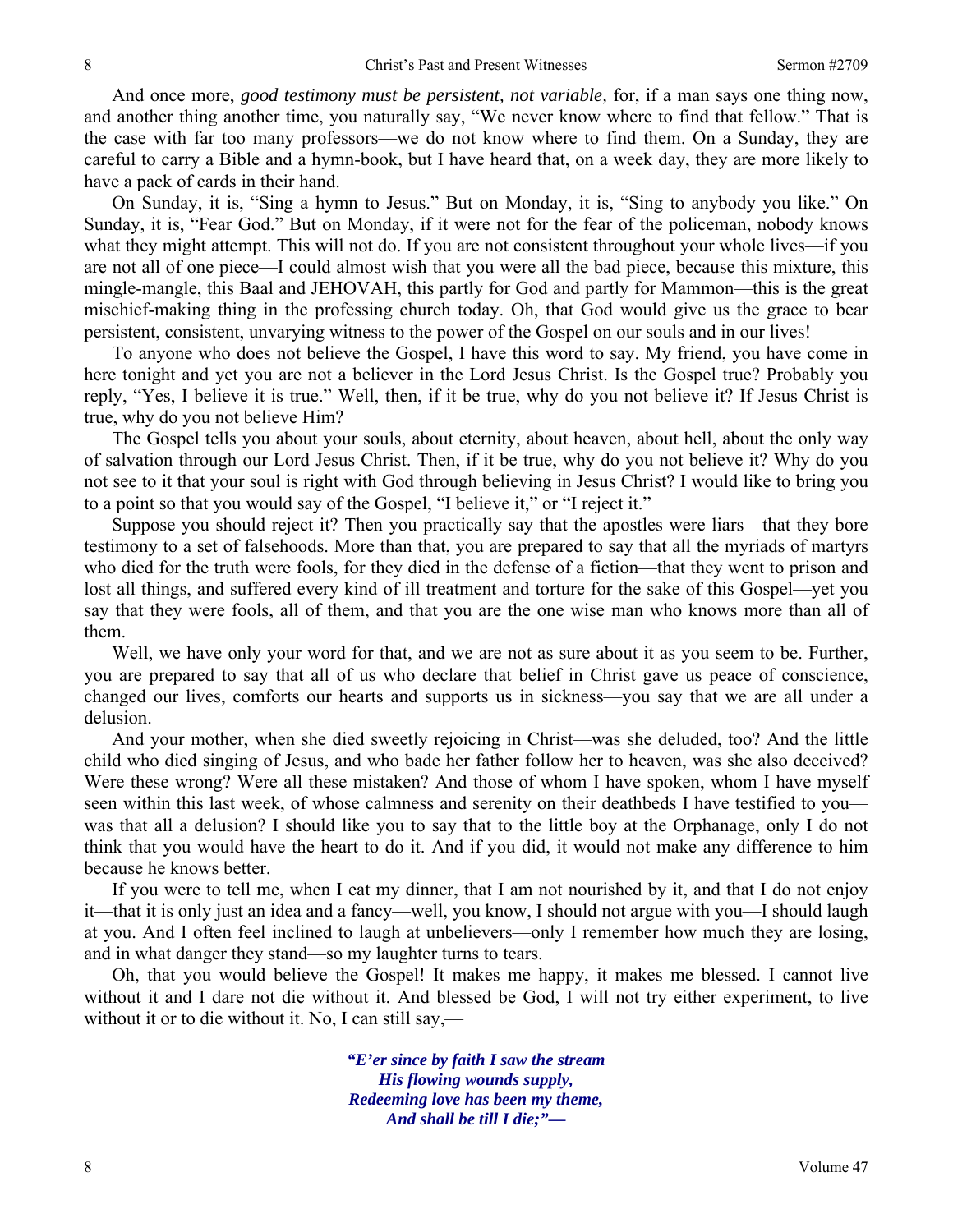And once more, *good testimony must be persistent, not variable,* for, if a man says one thing now, and another thing another time, you naturally say, "We never know where to find that fellow." That is the case with far too many professors—we do not know where to find them. On a Sunday, they are careful to carry a Bible and a hymn-book, but I have heard that, on a week day, they are more likely to have a pack of cards in their hand.

On Sunday, it is, "Sing a hymn to Jesus." But on Monday, it is, "Sing to anybody you like." On Sunday, it is, "Fear God." But on Monday, if it were not for the fear of the policeman, nobody knows what they might attempt. This will not do. If you are not consistent throughout your whole lives—if you are not all of one piece—I could almost wish that you were all the bad piece, because this mixture, this mingle-mangle, this Baal and JEHOVAH, this partly for God and partly for Mammon—this is the great mischief-making thing in the professing church today. Oh, that God would give us the grace to bear persistent, consistent, unvarying witness to the power of the Gospel on our souls and in our lives!

To anyone who does not believe the Gospel, I have this word to say. My friend, you have come in here tonight and yet you are not a believer in the Lord Jesus Christ. Is the Gospel true? Probably you reply, "Yes, I believe it is true." Well, then, if it be true, why do you not believe it? If Jesus Christ is true, why do you not believe Him?

The Gospel tells you about your souls, about eternity, about heaven, about hell, about the only way of salvation through our Lord Jesus Christ. Then, if it be true, why do you not believe it? Why do you not see to it that your soul is right with God through believing in Jesus Christ? I would like to bring you to a point so that you would say of the Gospel, "I believe it," or "I reject it."

Suppose you should reject it? Then you practically say that the apostles were liars—that they bore testimony to a set of falsehoods. More than that, you are prepared to say that all the myriads of martyrs who died for the truth were fools, for they died in the defense of a fiction—that they went to prison and lost all things, and suffered every kind of ill treatment and torture for the sake of this Gospel—yet you say that they were fools, all of them, and that you are the one wise man who knows more than all of them.

Well, we have only your word for that, and we are not as sure about it as you seem to be. Further, you are prepared to say that all of us who declare that belief in Christ gave us peace of conscience, changed our lives, comforts our hearts and supports us in sickness—you say that we are all under a delusion.

And your mother, when she died sweetly rejoicing in Christ—was she deluded, too? And the little child who died singing of Jesus, and who bade her father follow her to heaven, was she also deceived? Were these wrong? Were all these mistaken? And those of whom I have spoken, whom I have myself seen within this last week, of whose calmness and serenity on their deathbeds I have testified to you—was that all a delusion? I should like you to say that to the little boy at the Orphanage, only I do not think that you would have the heart to do it. And if you did, it would not make any difference to him because he knows better.

If you were to tell me, when I eat my dinner, that I am not nourished by it, and that I do not enjoy it—that it is only just an idea and a fancy—well, you know, I should not argue with you—I should laugh at you. And I often feel inclined to laugh at unbelievers—only I remember how much they are losing, and in what danger they stand—so my laughter turns to tears.

Oh, that you would believe the Gospel! It makes me happy, it makes me blessed. I cannot live without it and I dare not die without it. And blessed be God, I will not try either experiment, to live without it or to die without it. No, I can still say,—

> ***"E'er since by faith I saw the stream***
> ***His flowing wounds supply,***
> ***Redeeming love has been my theme,***
> ***And shall be till I die;"—***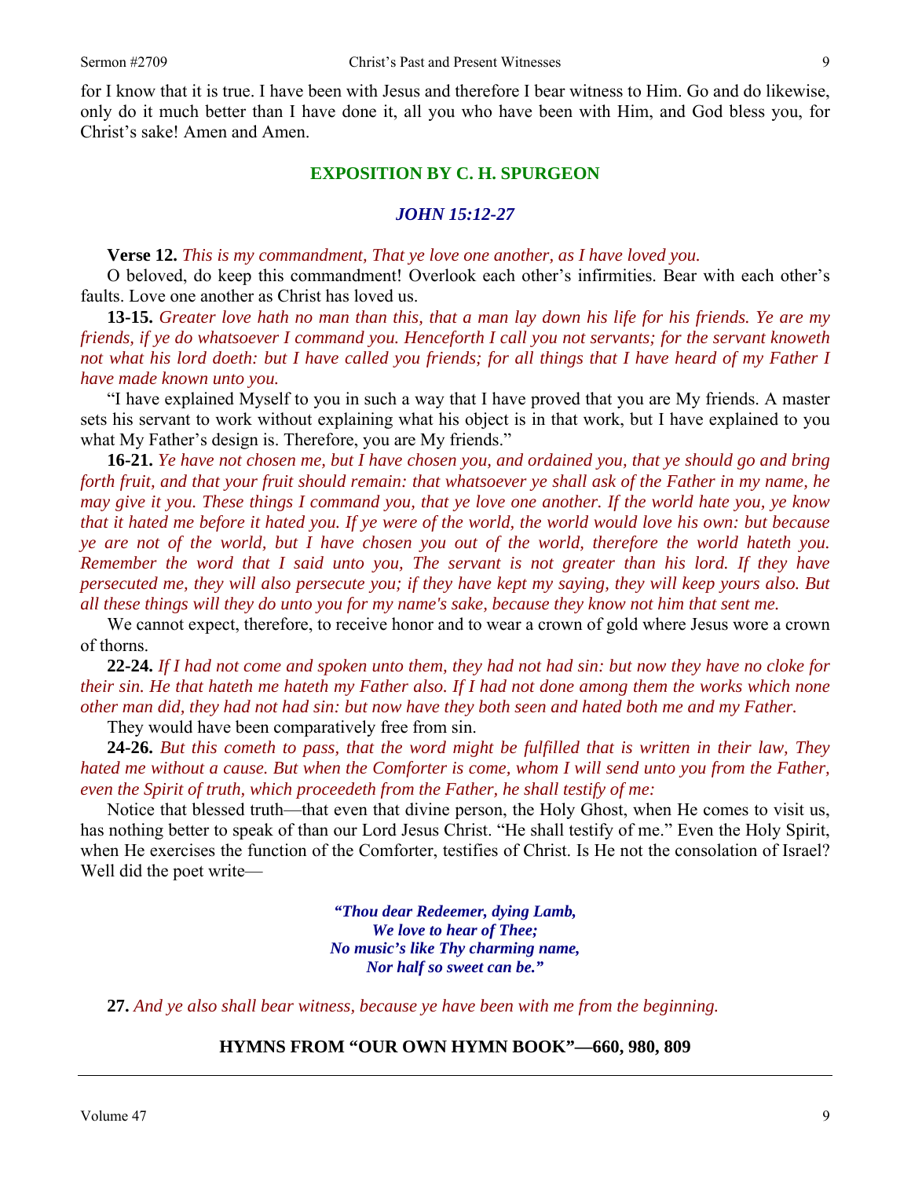for I know that it is true. I have been with Jesus and therefore I bear witness to Him. Go and do likewise, only do it much better than I have done it, all you who have been with Him, and God bless you, for Christ's sake! Amen and Amen.

## EXPOSITION BY C. H. SPURGEON

### *JOHN 15:12-27*

**Verse 12.** *This is my commandment, That ye love one another, as I have loved you.*

O beloved, do keep this commandment! Overlook each other's infirmities. Bear with each other's faults. Love one another as Christ has loved us.

**13-15.** *Greater love hath no man than this, that a man lay down his life for his friends. Ye are my friends, if ye do whatsoever I command you. Henceforth I call you not servants; for the servant knoweth not what his lord doeth: but I have called you friends; for all things that I have heard of my Father I have made known unto you.*

"I have explained Myself to you in such a way that I have proved that you are My friends. A master sets his servant to work without explaining what his object is in that work, but I have explained to you what My Father's design is. Therefore, you are My friends."

**16-21.** *Ye have not chosen me, but I have chosen you, and ordained you, that ye should go and bring forth fruit, and that your fruit should remain: that whatsoever ye shall ask of the Father in my name, he may give it you. These things I command you, that ye love one another. If the world hate you, ye know that it hated me before it hated you. If ye were of the world, the world would love his own: but because ye are not of the world, but I have chosen you out of the world, therefore the world hateth you. Remember the word that I said unto you, The servant is not greater than his lord. If they have persecuted me, they will also persecute you; if they have kept my saying, they will keep yours also. But all these things will they do unto you for my name's sake, because they know not him that sent me.*

We cannot expect, therefore, to receive honor and to wear a crown of gold where Jesus wore a crown of thorns.

**22-24.** *If I had not come and spoken unto them, they had not had sin: but now they have no cloke for their sin. He that hateth me hateth my Father also. If I had not done among them the works which none other man did, they had not had sin: but now have they both seen and hated both me and my Father.*

They would have been comparatively free from sin.

**24-26.** *But this cometh to pass, that the word might be fulfilled that is written in their law, They hated me without a cause. But when the Comforter is come, whom I will send unto you from the Father, even the Spirit of truth, which proceedeth from the Father, he shall testify of me:*

Notice that blessed truth—that even that divine person, the Holy Ghost, when He comes to visit us, has nothing better to speak of than our Lord Jesus Christ. "He shall testify of me." Even the Holy Spirit, when He exercises the function of the Comforter, testifies of Christ. Is He not the consolation of Israel? Well did the poet write—

> ***"Thou dear Redeemer, dying Lamb,***
> ***We love to hear of Thee;***
> ***No music's like Thy charming name,***
> ***Nor half so sweet can be."***

**27.** *And ye also shall bear witness, because ye have been with me from the beginning.*

**HYMNS FROM "OUR OWN HYMN BOOK"—660, 980, 809**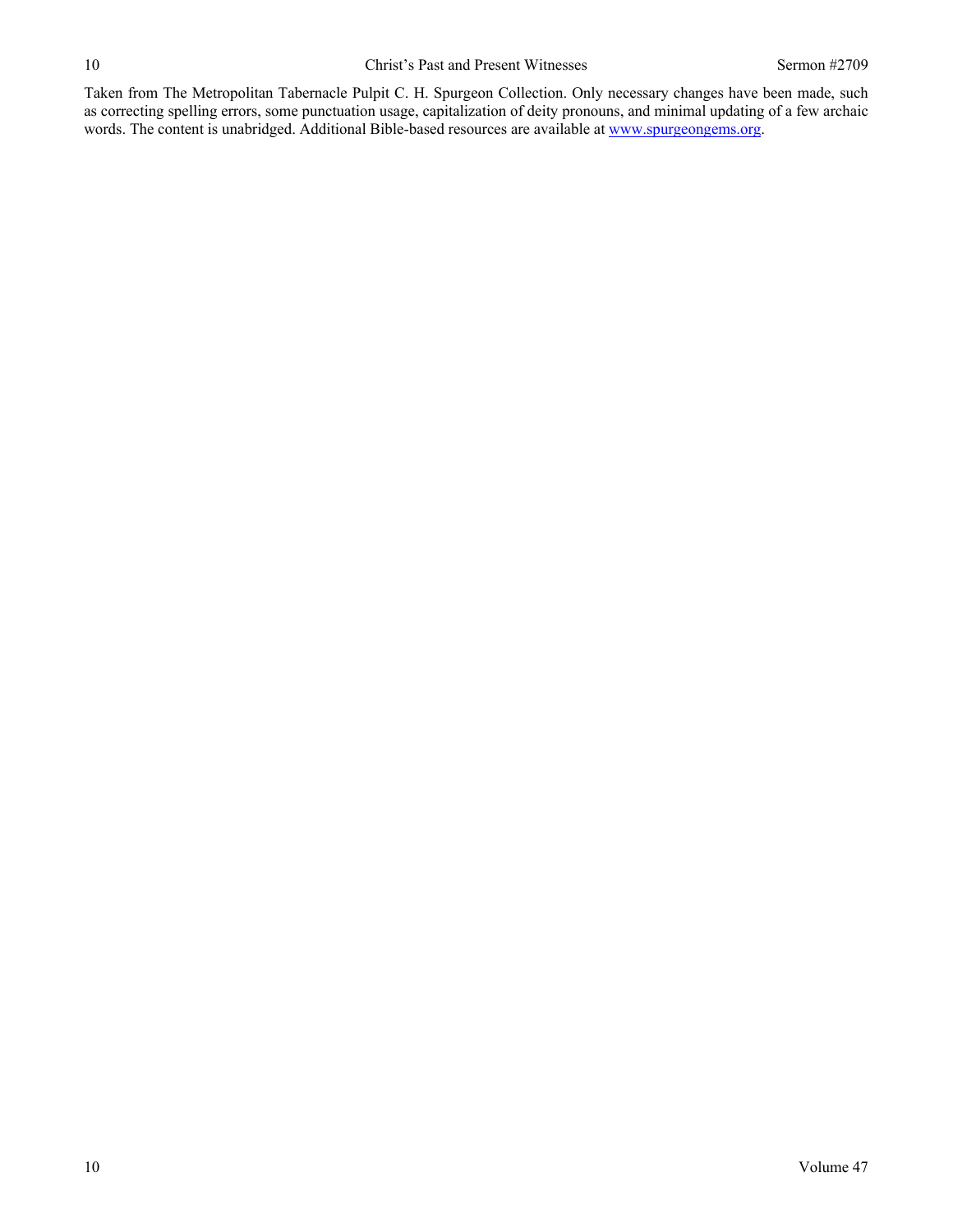Taken from The Metropolitan Tabernacle Pulpit C. H. Spurgeon Collection. Only necessary changes have been made, such as correcting spelling errors, some punctuation usage, capitalization of deity pronouns, and minimal updating of a few archaic words. The content is unabridged. Additional Bible-based resources are available at www.spurgeongems.org.